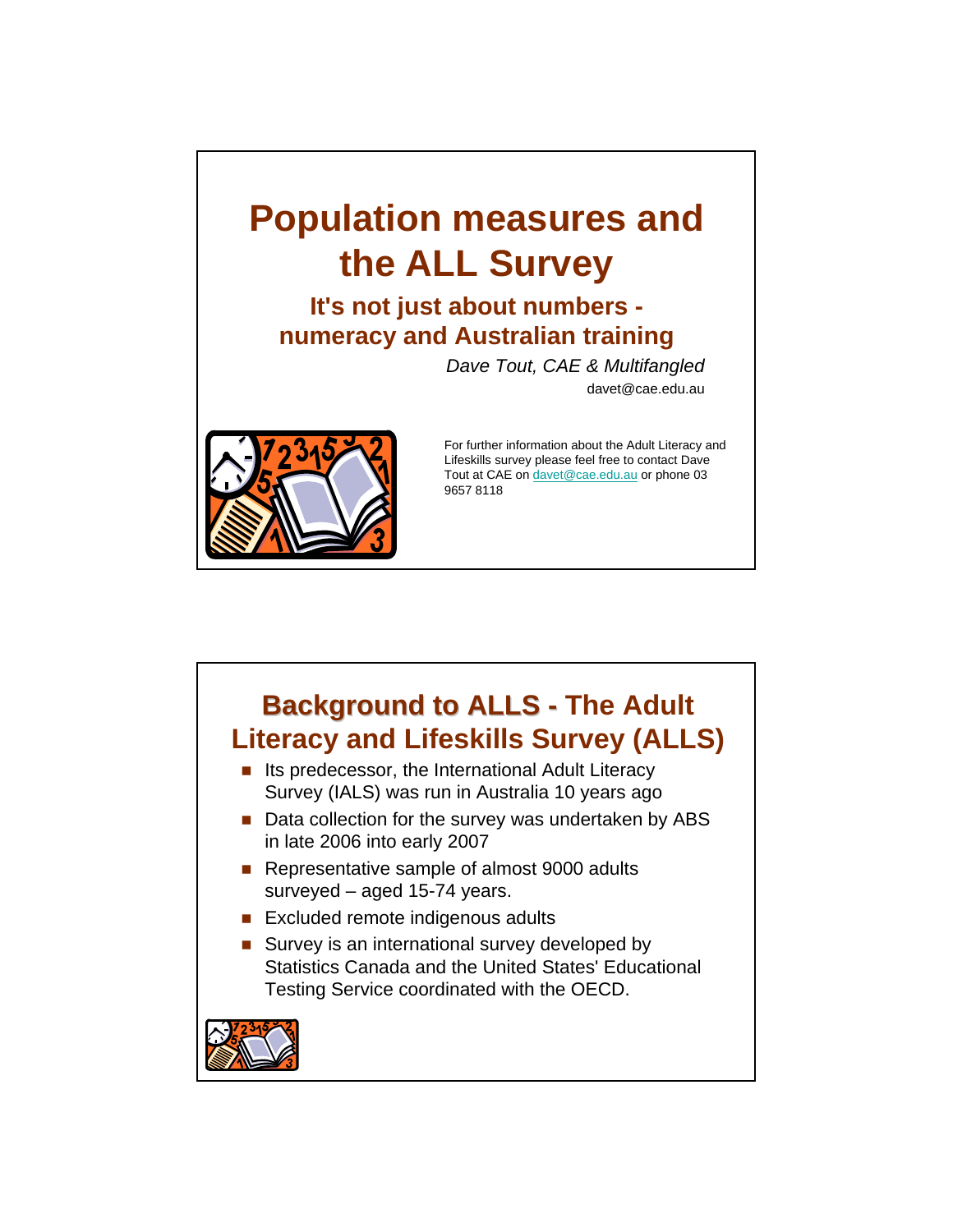# Population measures and the ALL Survey

## It's not just about numbers - numeracy and Australian training

*Dave Tout, CAE & Multifangled*

davet@cae.edu.au

For further information about the Adult Literacy and Lifeskills survey please feel free to contact Dave Tout at CAE on davet@cae.edu.au or phone 03 9657 8118

## Background to ALLS - The Adult Literacy and Lifeskills Survey (ALLS)

- Its predecessor, the International Adult Literacy Survey (IALS) was run in Australia 10 years ago
- Data collection for the survey was undertaken by ABS in late 2006 into early 2007
- Representative sample of almost 9000 adults surveyed – aged 15-74 years.
- Excluded remote indigenous adults
- Survey is an international survey developed by Statistics Canada and the United States' Educational Testing Service coordinated with the OECD.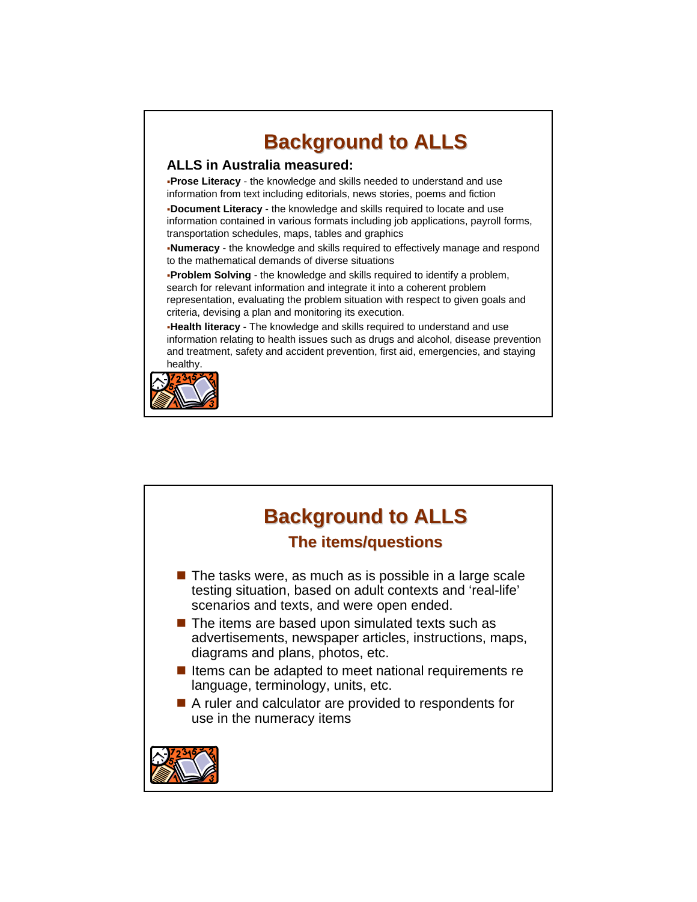# Background to ALLS

### ALLS in Australia measured:

- **Prose Literacy** - the knowledge and skills needed to understand and use information from text including editorials, news stories, poems and fiction
- **Document Literacy** - the knowledge and skills required to locate and use information contained in various formats including job applications, payroll forms, transportation schedules, maps, tables and graphics
- **Numeracy** - the knowledge and skills required to effectively manage and respond to the mathematical demands of diverse situations
- **Problem Solving** - the knowledge and skills required to identify a problem, search for relevant information and integrate it into a coherent problem representation, evaluating the problem situation with respect to given goals and criteria, devising a plan and monitoring its execution.
- **Health literacy** - The knowledge and skills required to understand and use information relating to health issues such as drugs and alcohol, disease prevention and treatment, safety and accident prevention, first aid, emergencies, and staying healthy.

# Background to ALLS

## The items/questions

- The tasks were, as much as is possible in a large scale testing situation, based on adult contexts and 'real-life' scenarios and texts, and were open ended.
- The items are based upon simulated texts such as advertisements, newspaper articles, instructions, maps, diagrams and plans, photos, etc.
- Items can be adapted to meet national requirements re language, terminology, units, etc.
- A ruler and calculator are provided to respondents for use in the numeracy items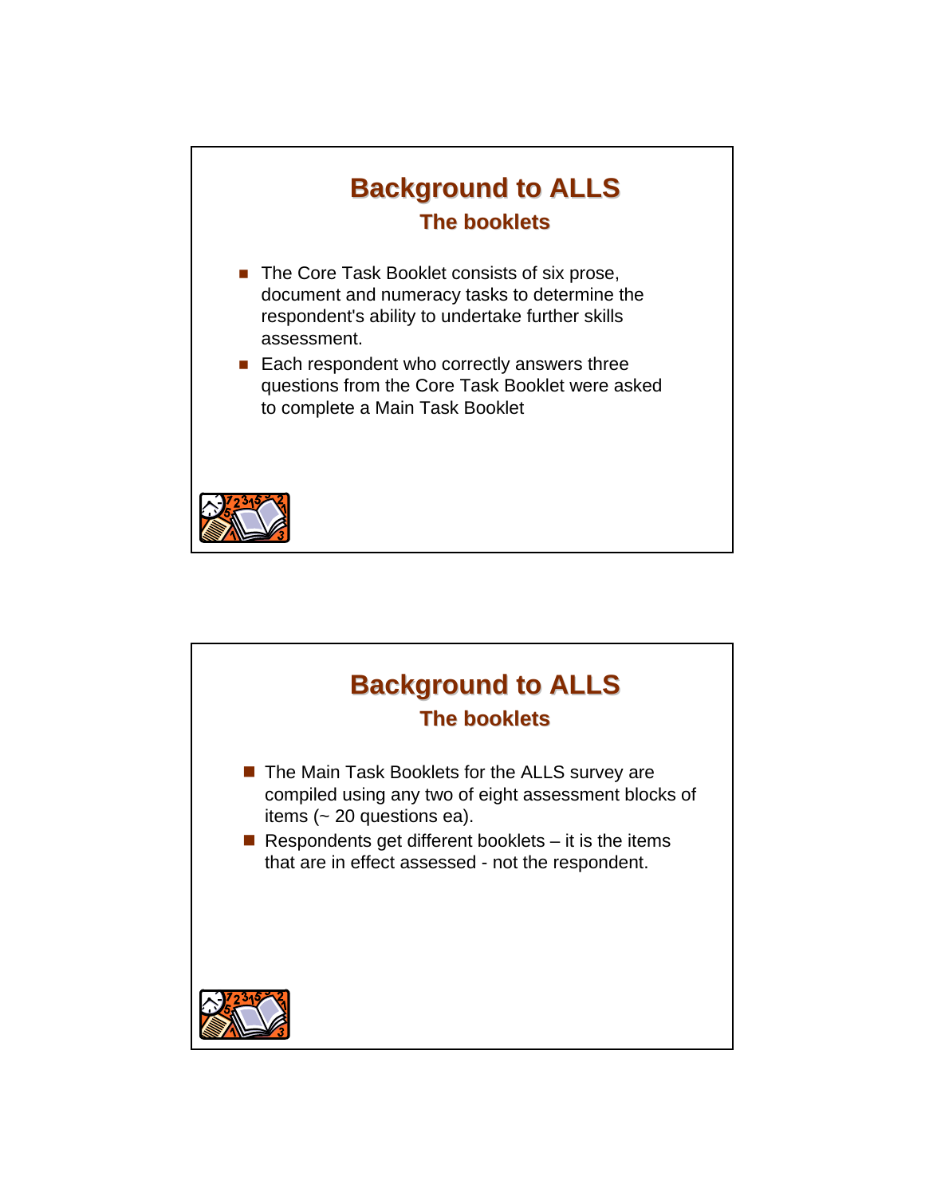## Background to ALLS

### The booklets

- The Core Task Booklet consists of six prose, document and numeracy tasks to determine the respondent's ability to undertake further skills assessment.
- Each respondent who correctly answers three questions from the Core Task Booklet were asked to complete a Main Task Booklet

## Background to ALLS

### The booklets

- The Main Task Booklets for the ALLS survey are compiled using any two of eight assessment blocks of items (~ 20 questions ea).
- Respondents get different booklets – it is the items that are in effect assessed - not the respondent.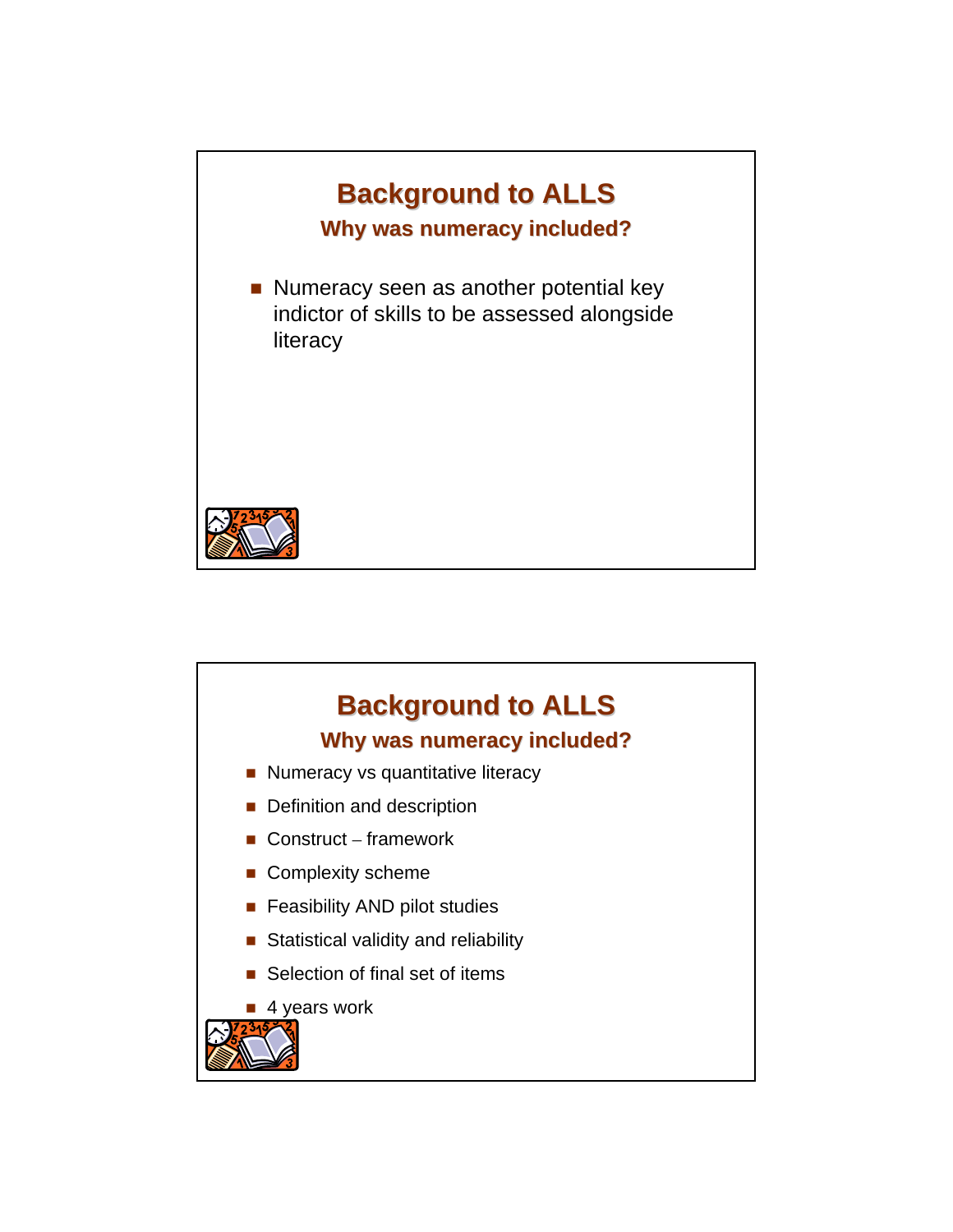## Background to ALLS

### Why was numeracy included?

- Numeracy seen as another potential key indictor of skills to be assessed alongside literacy

## Background to ALLS

### Why was numeracy included?

- Numeracy vs quantitative literacy
- Definition and description
- Construct – framework
- Complexity scheme
- Feasibility AND pilot studies
- Statistical validity and reliability
- Selection of final set of items
- 4 years work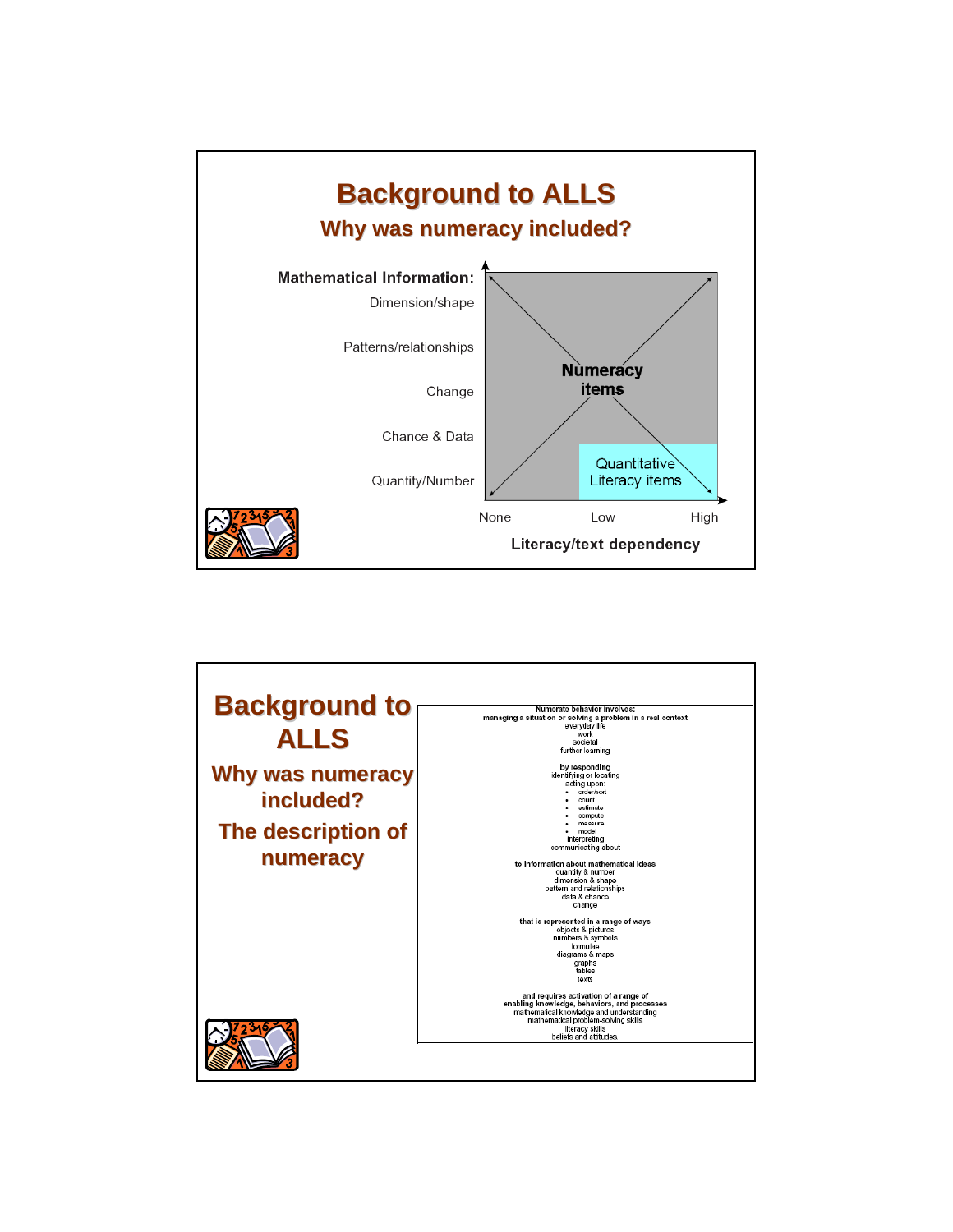# Background to ALLS

## Why was numeracy included?

**Mathematical Information:**

- Dimension/shape
- Patterns/relationships
- Change
- Chance & Data
- Quantity/Number

**Numeracy items**

Quantitative Literacy items

None — Low — High

**Literacy/text dependency**

# Background to ALLS

## Why was numeracy included?

## The description of numeracy

**Numerate behavior involves:**
**managing a situation or solving a problem in a real context**
everyday life
work
societal
further learning

**by responding**
identifying or locating
acting upon:
- order/sort
- count
- estimate
- compute
- measure
- model

interpreting
communicating about

**to information about mathematical ideas**
quantity & number
dimension & shape
pattern and relationships
data & chance
change

**that is represented in a range of ways**
objects & pictures
numbers & symbols
formulae
diagrams & maps
graphs
tables
texts

**and requires activation of a range of enabling knowledge, behaviors, and processes**
mathematical knowledge and understanding
mathematical problem-solving skills
literacy skills
beliefs and attitudes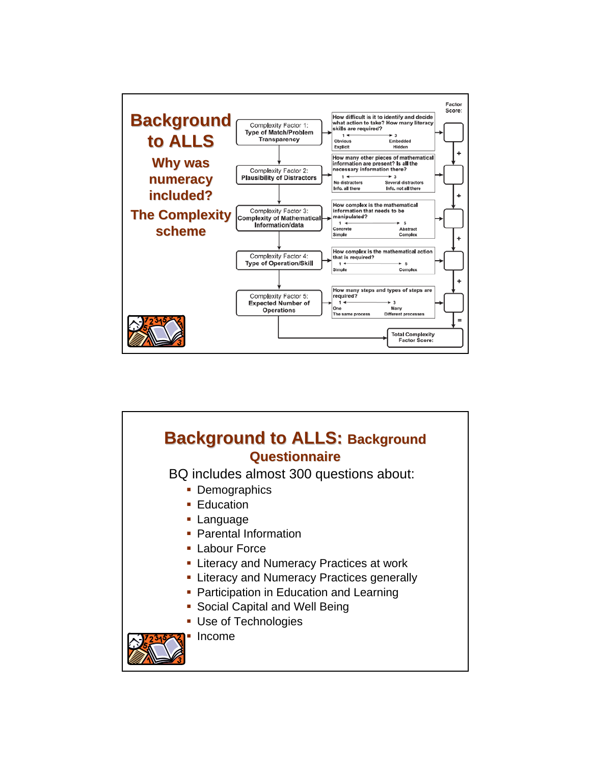# Background to ALLS

## Why was numeracy included?

## The Complexity scheme

| Complexity Factor | Question | Scale | Factor Score |
|---|---|---|---|
| Complexity Factor 1: Type of Match/Problem Transparency | How difficult is it to identify and decide what action to take? How many literacy skills are required? | 1 (Obvious, Explicit) → 3 (Embedded, Hidden) | |
| Complexity Factor 2: Plausibility of Distractors | How many other pieces of mathematical information are present? Is all the necessary information there? | 1 (No distractors, Info. all there) → 3 (Several distractors, Info. not all there) | + |
| Complexity Factor 3: Complexity of Mathematical Information/data | How complex is the mathematical information that needs to be manipulated? | 1 (Concrete, Simple) → 5 (Abstract, Complex) | + |
| Complexity Factor 4: Type of Operation/Skill | How complex is the mathematical action that is required? | 1 (Simple) → 5 (Complex) | + |
| Complexity Factor 5: Expected Number of Operations | How many steps and types of steps are required? | 1 (One, The same process) → 3 (Many, Different processes) | = |
| | | | Total Complexity Factor Score: |

# Background to ALLS: Background Questionnaire

BQ includes almost 300 questions about:

- Demographics
- Education
- Language
- Parental Information
- Labour Force
- Literacy and Numeracy Practices at work
- Literacy and Numeracy Practices generally
- Participation in Education and Learning
- Social Capital and Well Being
- Use of Technologies
- Income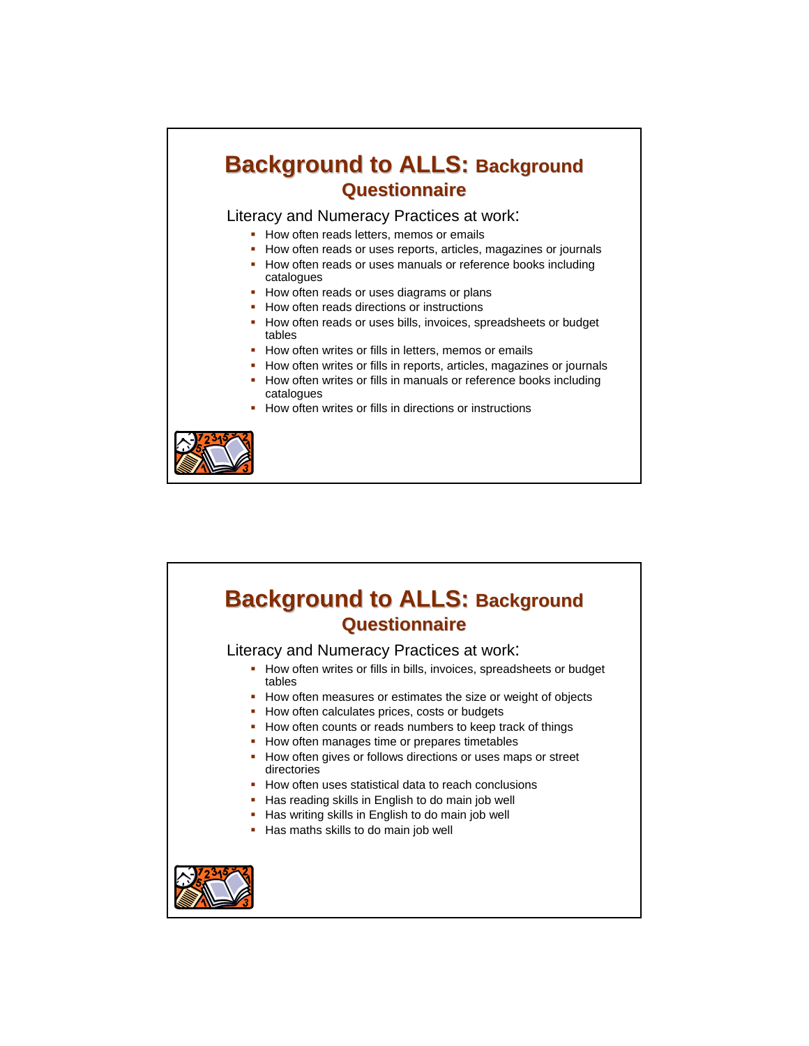# Background to ALLS: Background Questionnaire

Literacy and Numeracy Practices at work:

- How often reads letters, memos or emails
- How often reads or uses reports, articles, magazines or journals
- How often reads or uses manuals or reference books including catalogues
- How often reads or uses diagrams or plans
- How often reads directions or instructions
- How often reads or uses bills, invoices, spreadsheets or budget tables
- How often writes or fills in letters, memos or emails
- How often writes or fills in reports, articles, magazines or journals
- How often writes or fills in manuals or reference books including catalogues
- How often writes or fills in directions or instructions

# Background to ALLS: Background Questionnaire

Literacy and Numeracy Practices at work:

- How often writes or fills in bills, invoices, spreadsheets or budget tables
- How often measures or estimates the size or weight of objects
- How often calculates prices, costs or budgets
- How often counts or reads numbers to keep track of things
- How often manages time or prepares timetables
- How often gives or follows directions or uses maps or street directories
- How often uses statistical data to reach conclusions
- Has reading skills in English to do main job well
- Has writing skills in English to do main job well
- Has maths skills to do main job well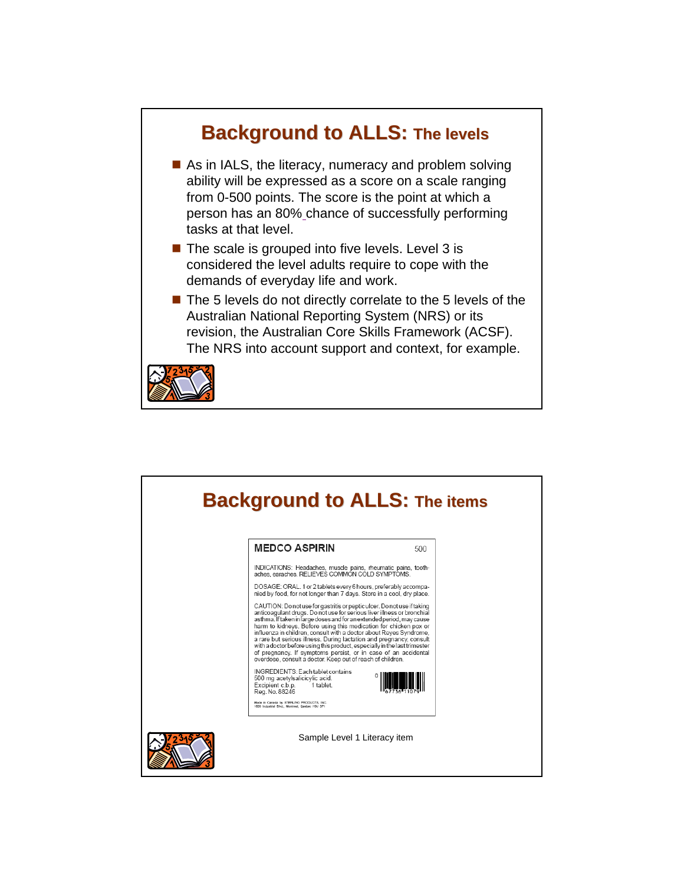## Background to ALLS: The levels

- As in IALS, the literacy, numeracy and problem solving ability will be expressed as a score on a scale ranging from 0-500 points. The score is the point at which a person has an 80% chance of successfully performing tasks at that level.
- The scale is grouped into five levels. Level 3 is considered the level adults require to cope with the demands of everyday life and work.
- The 5 levels do not directly correlate to the 5 levels of the Australian National Reporting System (NRS) or its revision, the Australian Core Skills Framework (ACSF). The NRS into account support and context, for example.

## Background to ALLS: The items

**MEDCO ASPIRIN** 500

INDICATIONS: Headaches, muscle pains, rheumatic pains, toothaches, earaches. RELIEVES COMMON COLD SYMPTOMS.

DOSAGE: ORAL. 1 or 2 tablets every 6 hours, preferably accompanied by food, for not longer than 7 days. Store in a cool, dry place.

CAUTION: Do not use for gastritis or peptic ulcer. Do not use if taking anticoagulant drugs. Do not use for serious liver illness or bronchial asthma. If taken in large doses and for an extended period, may cause harm to kidneys. Before using this medication for chicken pox or influenza in children, consult with a doctor about Reyes Syndrome, a rare but serious illness. During lactation and pregnancy, consult with a doctor before using this product, especially in the last trimester of pregnancy. If symptoms persist, or in case of an accidental overdose, consult a doctor. Keep out of reach of children.

INGREDIENTS: Each tablet contains 500 mg acetylsalicylic acid.
Excipient c.b.p. 1 tablet.
Reg. No. 88246

0 67736 11075

Made in Canada by STERLING PRODUCTS, INC.
1600 Industrial Blvd., Montreal, Quebec H9J 3P1

Sample Level 1 Literacy item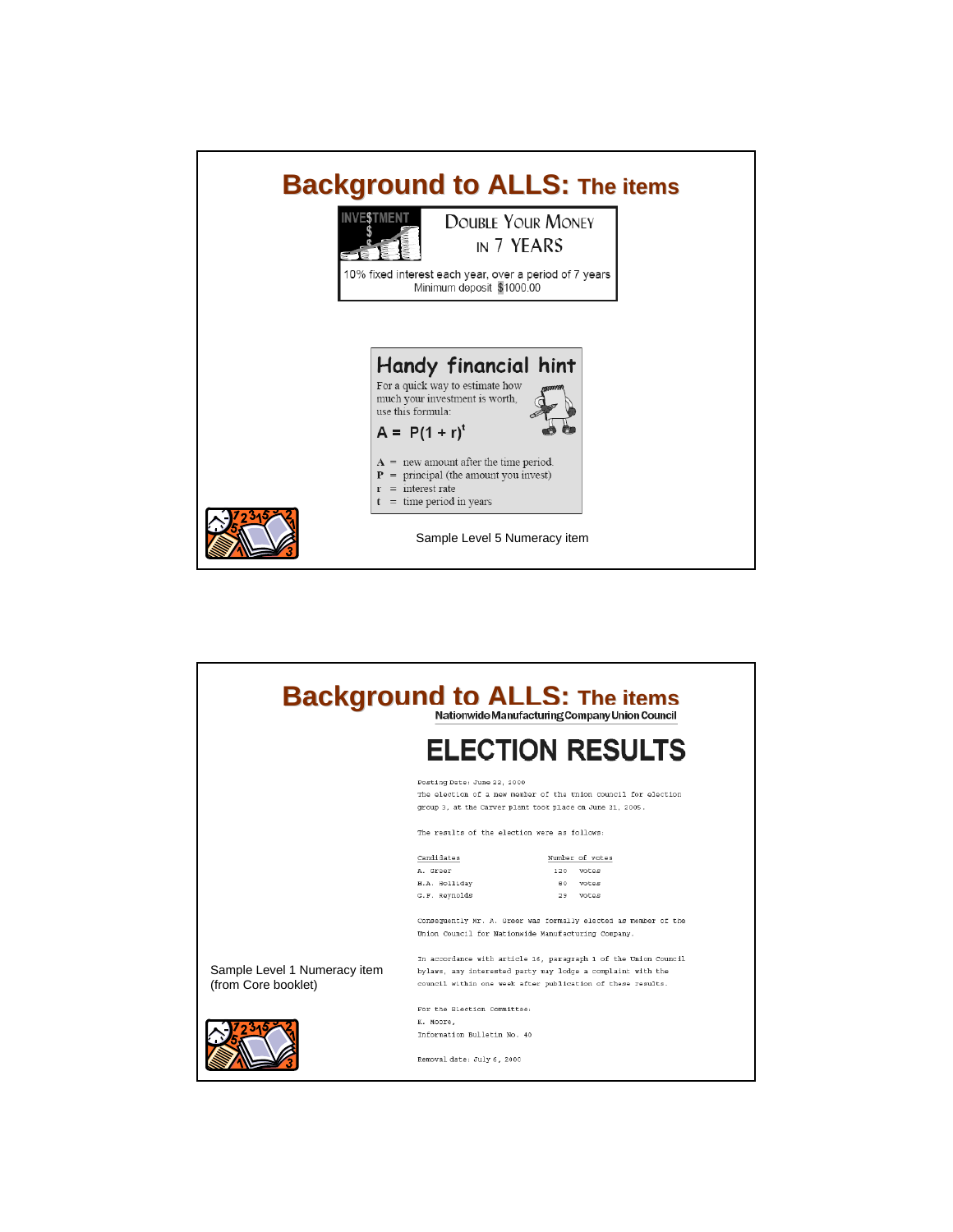# Background to ALLS: The items

**INVESTMENT**

**DOUBLE YOUR MONEY IN 7 YEARS**

10% fixed interest each year, over a period of 7 years
Minimum deposit $1000.00

**Handy financial hint**

For a quick way to estimate how much your investment is worth, use this formula:

$$A = P(1 + r)^t$$

**A** = new amount after the time period.
**P** = principal (the amount you invest)
**r** = interest rate
**t** = time period in years

Sample Level 5 Numeracy item

# Background to ALLS: The items

Nationwide Manufacturing Company Union Council

## ELECTION RESULTS

Posting Date: June 22, 2000

The election of a new member of the union council for election group 3, at the Carver plant took place on June 21, 2005.

The results of the election were as follows:

| Candidates | Number of votes |
|---|---|
| A. Greer | 120 votes |
| H.A. Holliday | 80 votes |
| G.F. Reynolds | 25 votes |

Consequently Mr. A. Greer was formally elected as member of the Union Council for Nationwide Manufacturing Company.

In accordance with article 16, paragraph 1 of the Union Council bylaws, any interested party may lodge a complaint with the council within one week after publication of these results.

For the Election Committee,
K. Moore,
Information Bulletin No. 40

Removal date: July 6, 2000

Sample Level 1 Numeracy item (from Core booklet)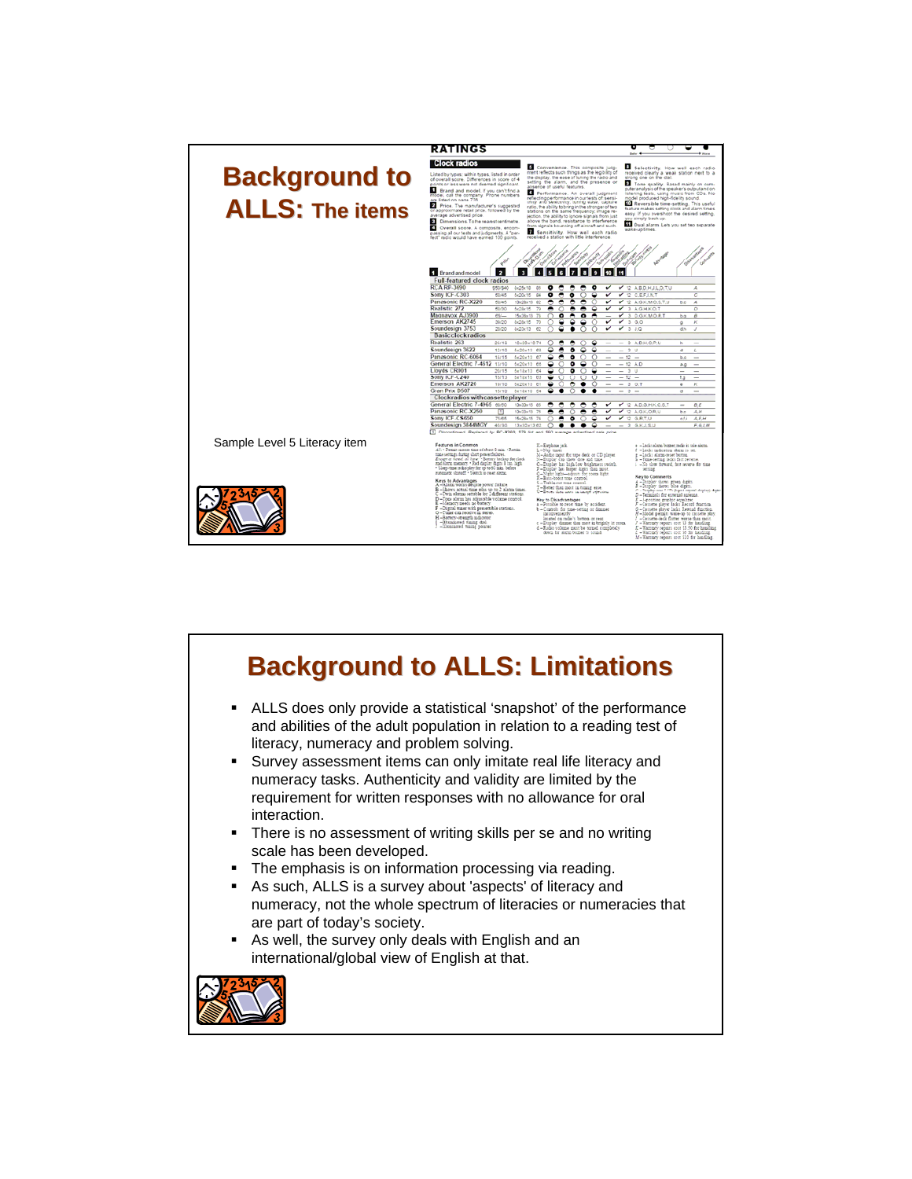# Background to ALLS: The items

Sample Level 5 Literacy item

# Background to ALLS: Limitations

- ALLS does only provide a statistical ‘snapshot’ of the performance and abilities of the adult population in relation to a reading test of literacy, numeracy and problem solving.
- Survey assessment items can only imitate real life literacy and numeracy tasks. Authenticity and validity are limited by the requirement for written responses with no allowance for oral interaction.
- There is no assessment of writing skills per se and no writing scale has been developed.
- The emphasis is on information processing via reading.
- As such, ALLS is a survey about 'aspects' of literacy and numeracy, not the whole spectrum of literacies or numeracies that are part of today’s society.
- As well, the survey only deals with English and an international/global view of English at that.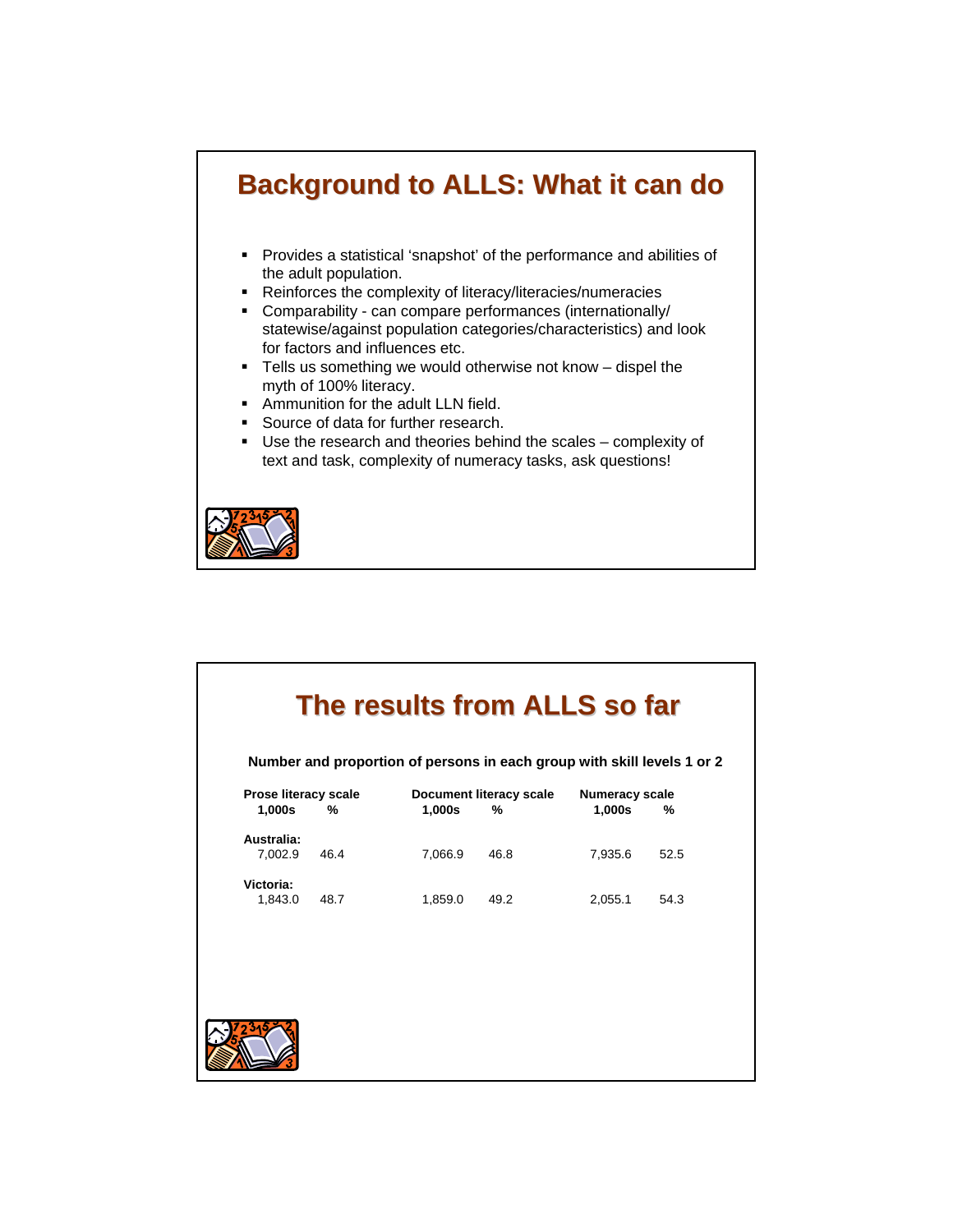# Background to ALLS: What it can do

- Provides a statistical 'snapshot' of the performance and abilities of the adult population.
- Reinforces the complexity of literacy/literacies/numeracies
- Comparability - can compare performances (internationally/ statewise/against population categories/characteristics) and look for factors and influences etc.
- Tells us something we would otherwise not know – dispel the myth of 100% literacy.
- Ammunition for the adult LLN field.
- Source of data for further research.
- Use the research and theories behind the scales – complexity of text and task, complexity of numeracy tasks, ask questions!

# The results from ALLS so far

**Number and proportion of persons in each group with skill levels 1 or 2**

| | Prose literacy scale | | Document literacy scale | | Numeracy scale | |
|---|---|---|---|---|---|---|
| | **1,000s** | **%** | **1,000s** | **%** | **1,000s** | **%** |
| **Australia:** | 7,002.9 | 46.4 | 7,066.9 | 46.8 | 7,935.6 | 52.5 |
| **Victoria:** | 1,843.0 | 48.7 | 1,859.0 | 49.2 | 2,055.1 | 54.3 |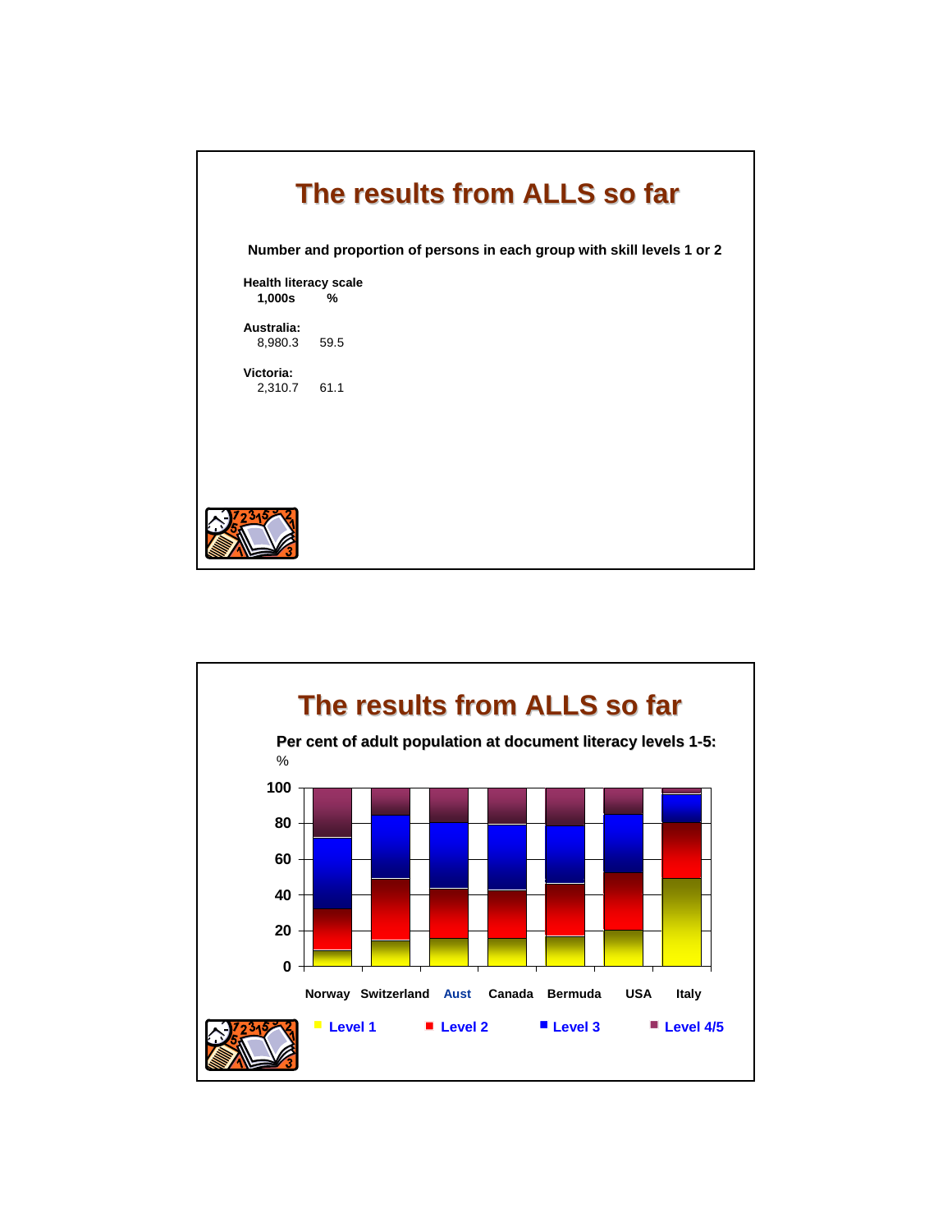# The results from ALLS so far

**Number and proportion of persons in each group with skill levels 1 or 2**

**Health literacy scale**

| | 1,000s | % |
|---|---|---|
| **Australia:** | 8,980.3 | 59.5 |
| **Victoria:** | 2,310.7 | 61.1 |

# The results from ALLS so far

**Per cent of adult population at document literacy levels 1-5:**

%

Norway, Switzerland, Aust, Canada, Bermuda, USA, Italy

Level 1, Level 2, Level 3, Level 4/5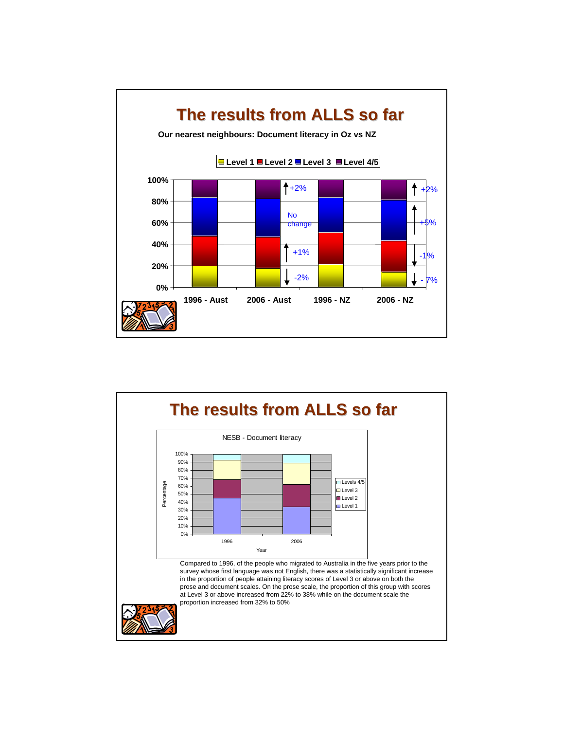# The results from ALLS so far

**Our nearest neighbours: Document literacy in Oz vs NZ**

Level 1 | Level 2 | Level 3 | Level 4/5

100%
80%
60%
40%
20%
0%

+2%
No change
+1%
-2%

+2%
+5%
-1%
- 7%

1996 - Aust    2006 - Aust    1996 - NZ    2006 - NZ

# The results from ALLS so far

NESB - Document literacy

Percentage

100%
90%
80%
70%
60%
50%
40%
30%
20%
10%
0%

1996    2006

Year

Levels 4/5
Level 3
Level 2
Level 1

Compared to 1996, of the people who migrated to Australia in the five years prior to the survey whose first language was not English, there was a statistically significant increase in the proportion of people attaining literacy scores of Level 3 or above on both the prose and document scales. On the prose scale, the proportion of this group with scores at Level 3 or above increased from 22% to 38% while on the document scale the proportion increased from 32% to 50%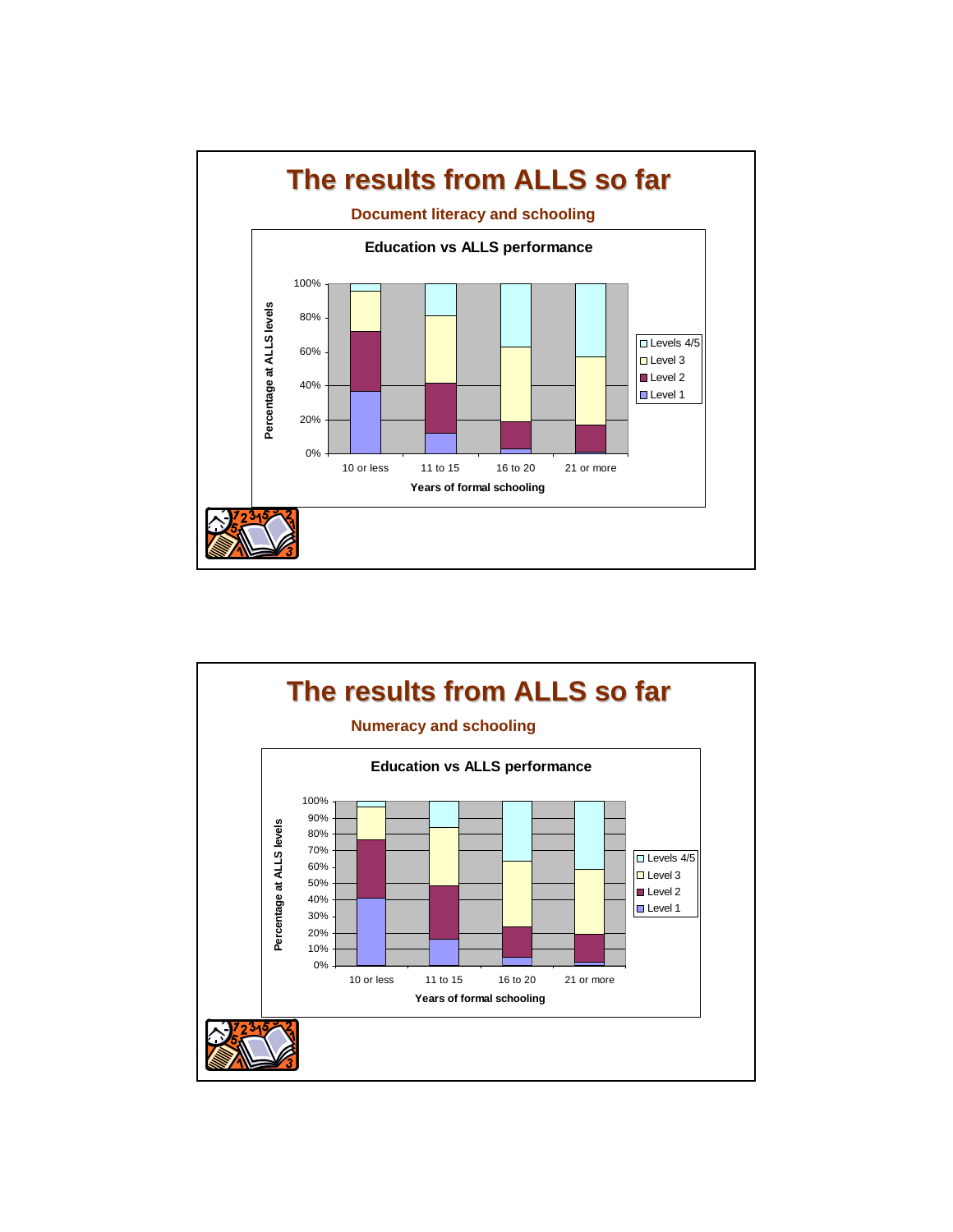# The results from ALLS so far

## Document literacy and schooling

**Education vs ALLS performance**

Percentage at ALLS levels (0%–100%) by Years of formal schooling: 10 or less, 11 to 15, 16 to 20, 21 or more

Legend: Levels 4/5, Level 3, Level 2, Level 1

# The results from ALLS so far

## Numeracy and schooling

**Education vs ALLS performance**

Percentage at ALLS levels (0%–100%) by Years of formal schooling: 10 or less, 11 to 15, 16 to 20, 21 or more

Legend: Levels 4/5, Level 3, Level 2, Level 1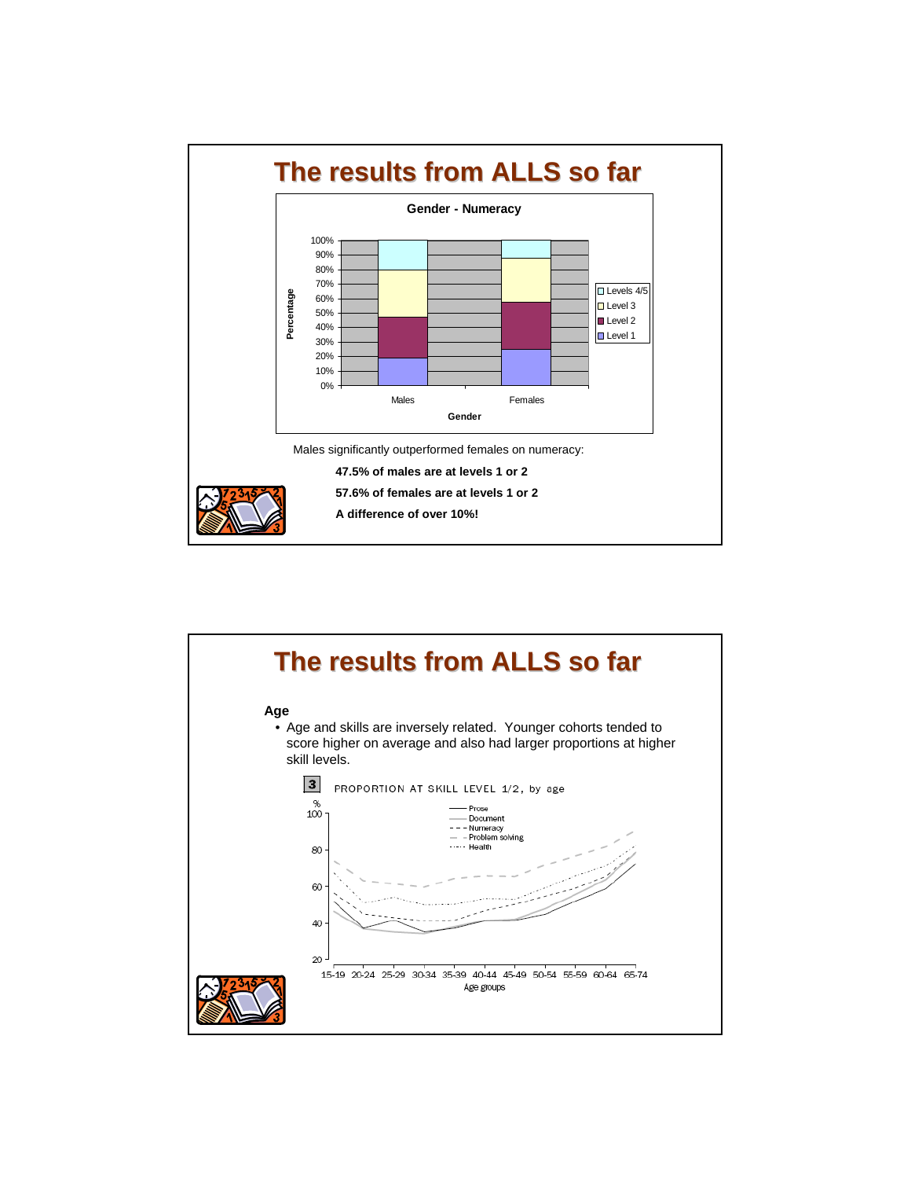# The results from ALLS so far

**Gender - Numeracy**

Males significantly outperformed females on numeracy:

**47.5% of males are at levels 1 or 2**

**57.6% of females are at levels 1 or 2**

**A difference of over 10%!**

# The results from ALLS so far

**Age**

- Age and skills are inversely related. Younger cohorts tended to score higher on average and also had larger proportions at higher skill levels.

**3** PROPORTION AT SKILL LEVEL 1/2, by age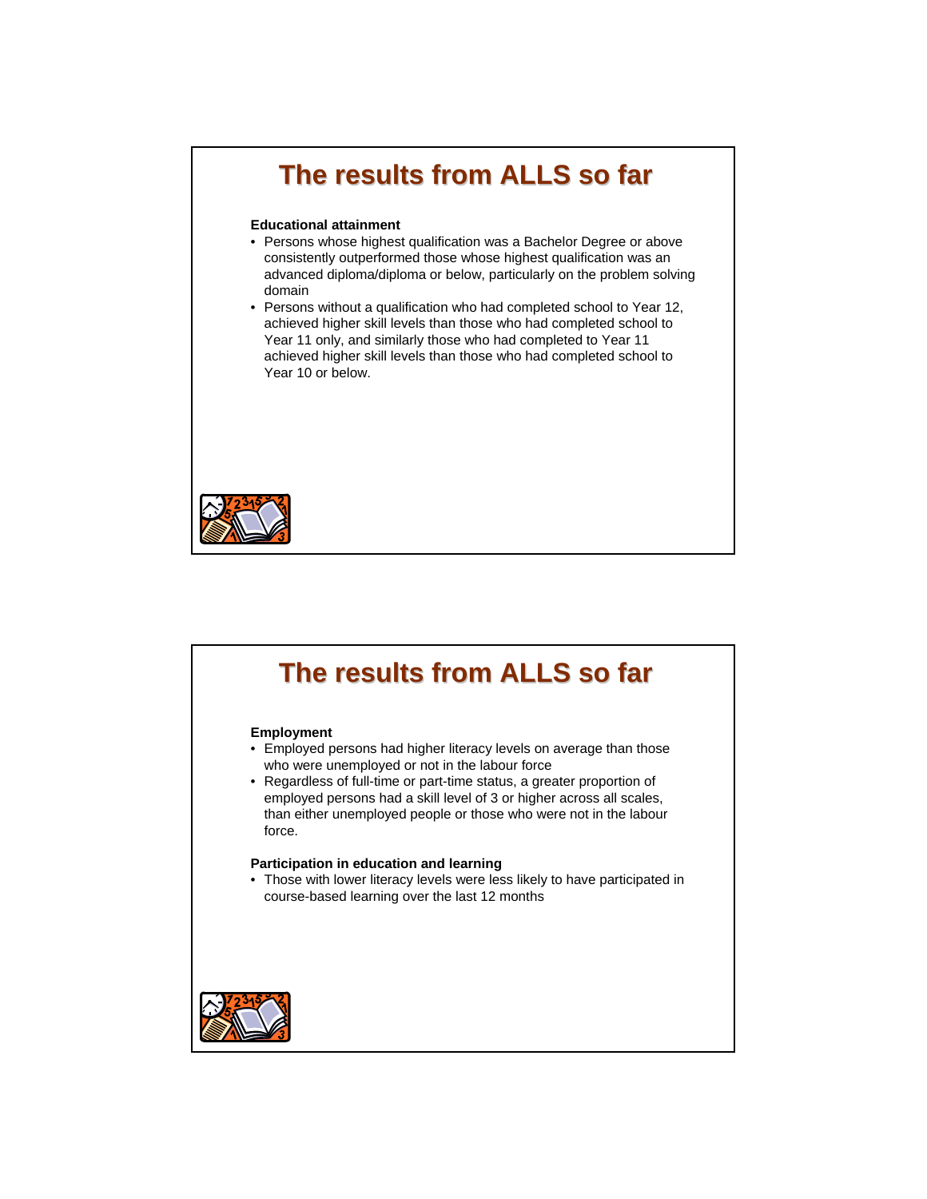## The results from ALLS so far

**Educational attainment**

- Persons whose highest qualification was a Bachelor Degree or above consistently outperformed those whose highest qualification was an advanced diploma/diploma or below, particularly on the problem solving domain
- Persons without a qualification who had completed school to Year 12, achieved higher skill levels than those who had completed school to Year 11 only, and similarly those who had completed to Year 11 achieved higher skill levels than those who had completed school to Year 10 or below.

## The results from ALLS so far

**Employment**

- Employed persons had higher literacy levels on average than those who were unemployed or not in the labour force
- Regardless of full-time or part-time status, a greater proportion of employed persons had a skill level of 3 or higher across all scales, than either unemployed people or those who were not in the labour force.

**Participation in education and learning**

- Those with lower literacy levels were less likely to have participated in course-based learning over the last 12 months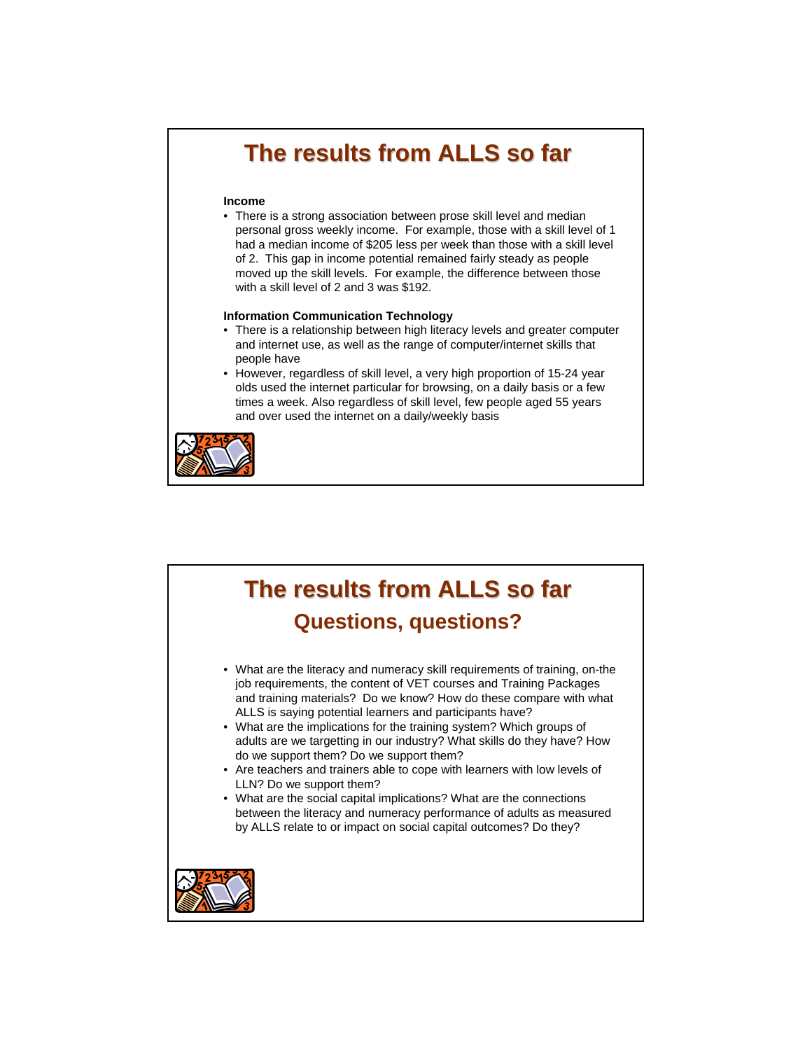# The results from ALLS so far

**Income**

- There is a strong association between prose skill level and median personal gross weekly income. For example, those with a skill level of 1 had a median income of $205 less per week than those with a skill level of 2. This gap in income potential remained fairly steady as people moved up the skill levels. For example, the difference between those with a skill level of 2 and 3 was $192.

**Information Communication Technology**

- There is a relationship between high literacy levels and greater computer and internet use, as well as the range of computer/internet skills that people have
- However, regardless of skill level, a very high proportion of 15-24 year olds used the internet particular for browsing, on a daily basis or a few times a week. Also regardless of skill level, few people aged 55 years and over used the internet on a daily/weekly basis

# The results from ALLS so far

## Questions, questions?

- What are the literacy and numeracy skill requirements of training, on-the job requirements, the content of VET courses and Training Packages and training materials? Do we know? How do these compare with what ALLS is saying potential learners and participants have?
- What are the implications for the training system? Which groups of adults are we targetting in our industry? What skills do they have? How do we support them? Do we support them?
- Are teachers and trainers able to cope with learners with low levels of LLN? Do we support them?
- What are the social capital implications? What are the connections between the literacy and numeracy performance of adults as measured by ALLS relate to or impact on social capital outcomes? Do they?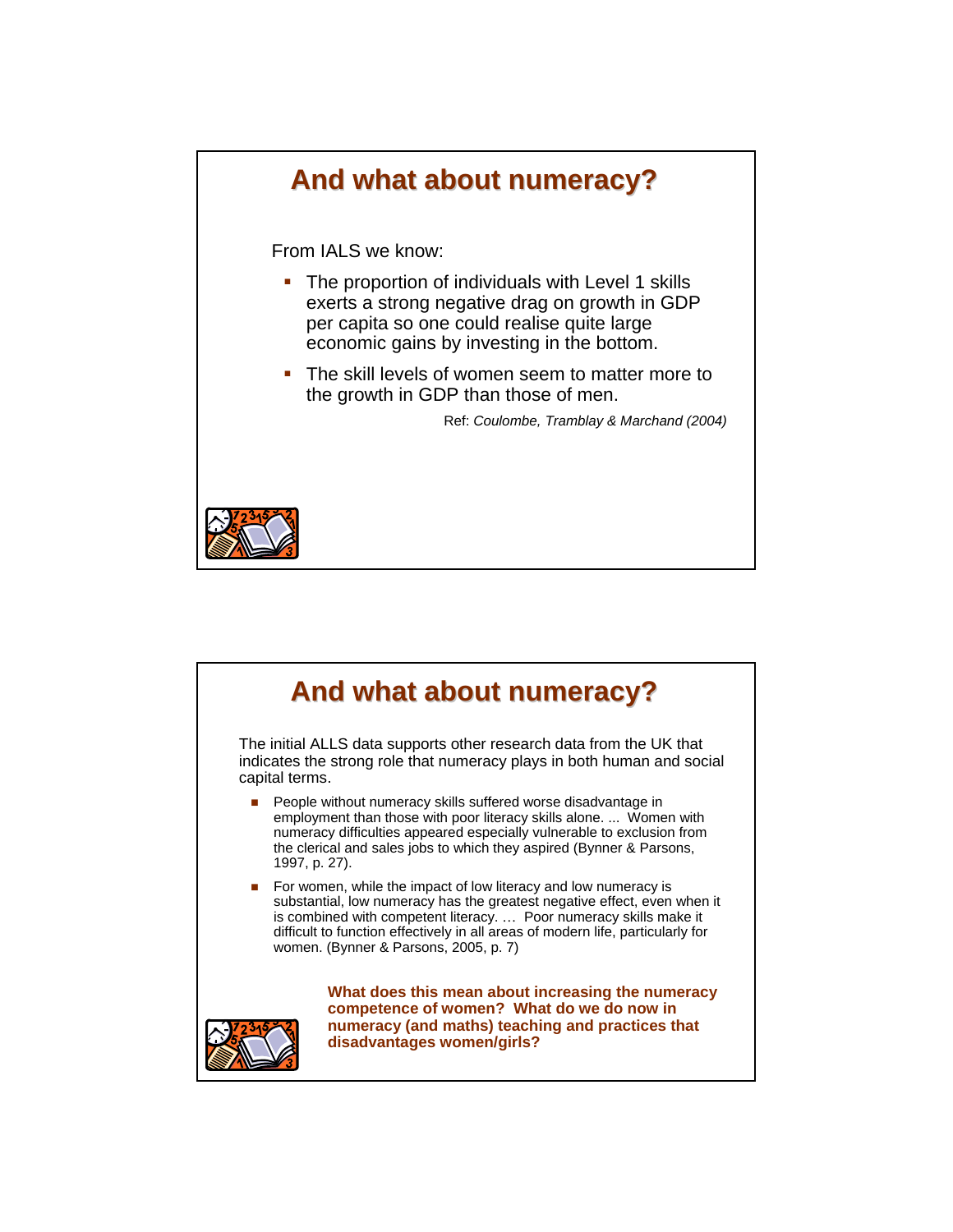## And what about numeracy?

From IALS we know:

- The proportion of individuals with Level 1 skills exerts a strong negative drag on growth in GDP per capita so one could realise quite large economic gains by investing in the bottom.
- The skill levels of women seem to matter more to the growth in GDP than those of men.

Ref: *Coulombe, Tramblay & Marchand (2004)*

## And what about numeracy?

The initial ALLS data supports other research data from the UK that indicates the strong role that numeracy plays in both human and social capital terms.

- People without numeracy skills suffered worse disadvantage in employment than those with poor literacy skills alone. ... Women with numeracy difficulties appeared especially vulnerable to exclusion from the clerical and sales jobs to which they aspired (Bynner & Parsons, 1997, p. 27).
- For women, while the impact of low literacy and low numeracy is substantial, low numeracy has the greatest negative effect, even when it is combined with competent literacy. … Poor numeracy skills make it difficult to function effectively in all areas of modern life, particularly for women. (Bynner & Parsons, 2005, p. 7)

**What does this mean about increasing the numeracy competence of women? What do we do now in numeracy (and maths) teaching and practices that disadvantages women/girls?**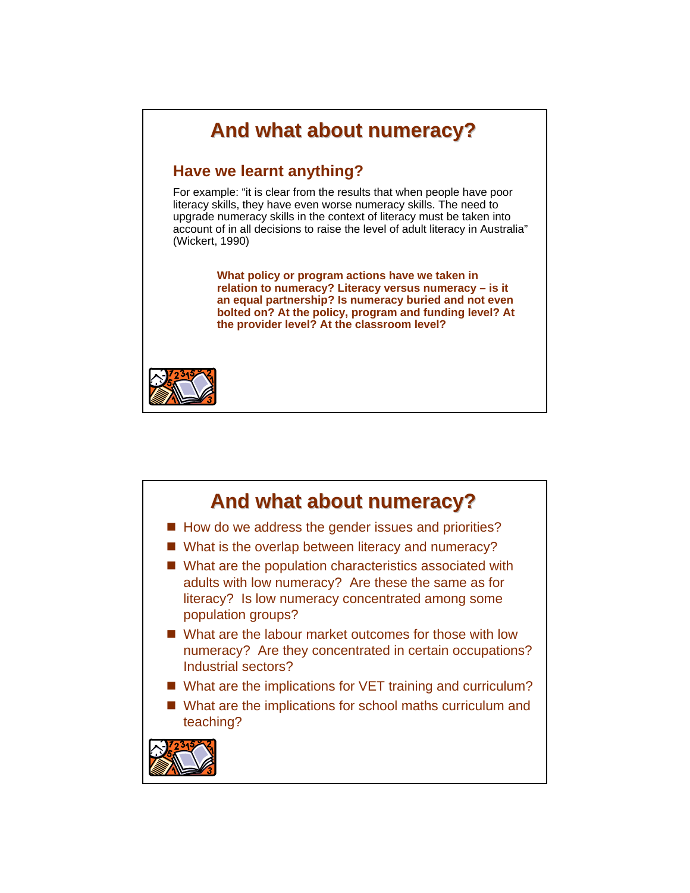## And what about numeracy?

### Have we learnt anything?

For example: “it is clear from the results that when people have poor literacy skills, they have even worse numeracy skills. The need to upgrade numeracy skills in the context of literacy must be taken into account of in all decisions to raise the level of adult literacy in Australia” (Wickert, 1990)

**What policy or program actions have we taken in relation to numeracy? Literacy versus numeracy – is it an equal partnership? Is numeracy buried and not even bolted on? At the policy, program and funding level? At the provider level? At the classroom level?**

## And what about numeracy?

- How do we address the gender issues and priorities?
- What is the overlap between literacy and numeracy?
- What are the population characteristics associated with adults with low numeracy? Are these the same as for literacy? Is low numeracy concentrated among some population groups?
- What are the labour market outcomes for those with low numeracy? Are they concentrated in certain occupations? Industrial sectors?
- What are the implications for VET training and curriculum?
- What are the implications for school maths curriculum and teaching?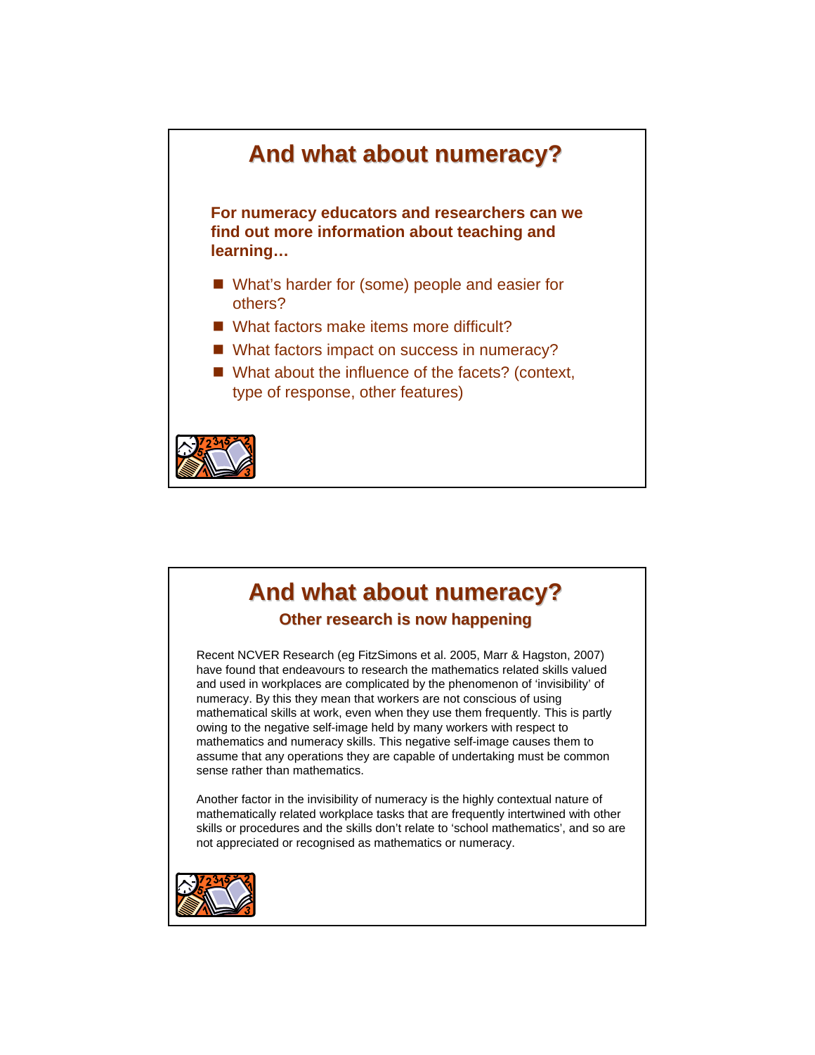# And what about numeracy?

**For numeracy educators and researchers can we find out more information about teaching and learning…**

- What's harder for (some) people and easier for others?
- What factors make items more difficult?
- What factors impact on success in numeracy?
- What about the influence of the facets? (context, type of response, other features)

# And what about numeracy?

## Other research is now happening

Recent NCVER Research (eg FitzSimons et al. 2005, Marr & Hagston, 2007) have found that endeavours to research the mathematics related skills valued and used in workplaces are complicated by the phenomenon of 'invisibility' of numeracy. By this they mean that workers are not conscious of using mathematical skills at work, even when they use them frequently. This is partly owing to the negative self-image held by many workers with respect to mathematics and numeracy skills. This negative self-image causes them to assume that any operations they are capable of undertaking must be common sense rather than mathematics.

Another factor in the invisibility of numeracy is the highly contextual nature of mathematically related workplace tasks that are frequently intertwined with other skills or procedures and the skills don't relate to 'school mathematics', and so are not appreciated or recognised as mathematics or numeracy.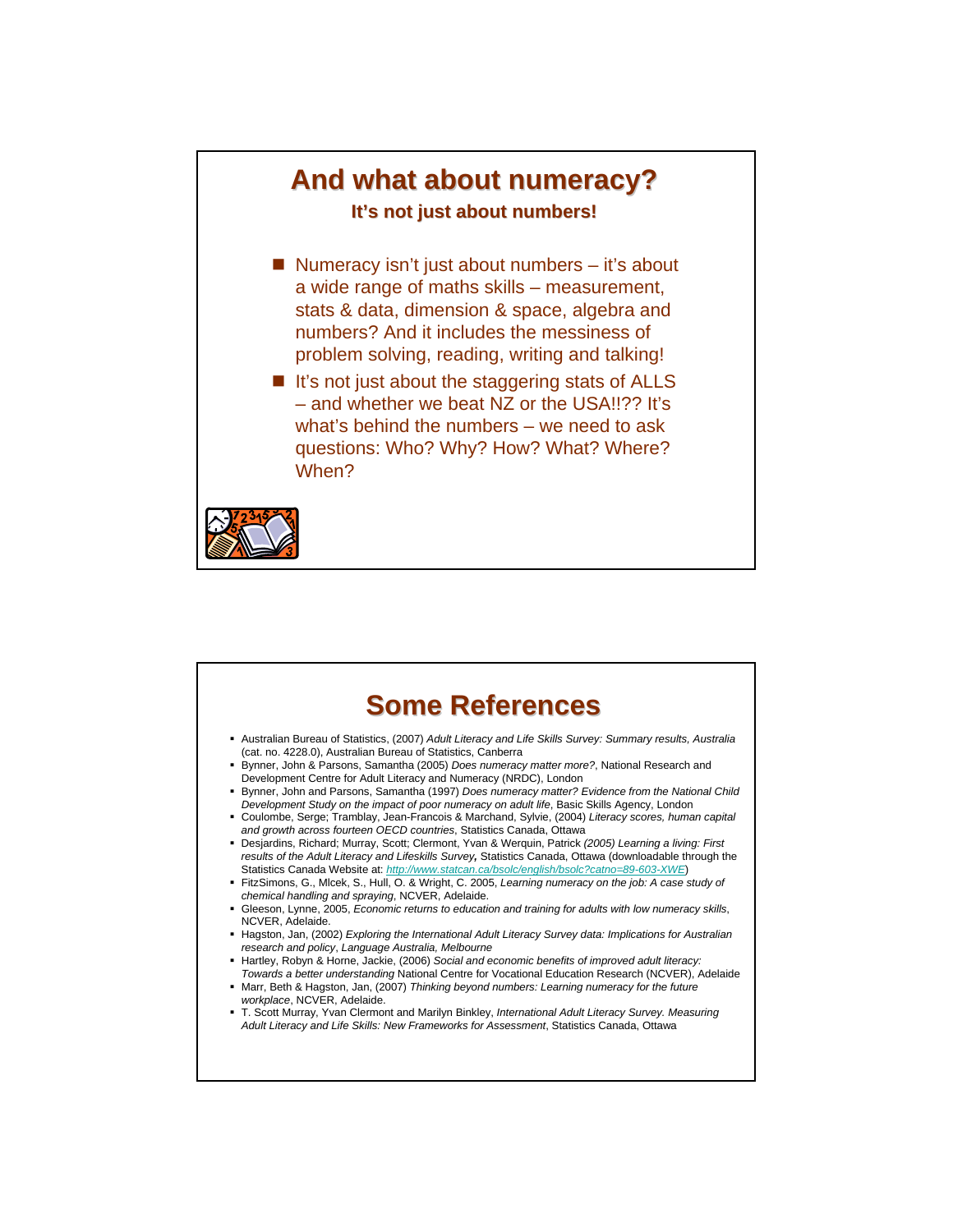# And what about numeracy?

### It's not just about numbers!

- Numeracy isn't just about numbers – it's about a wide range of maths skills – measurement, stats & data, dimension & space, algebra and numbers? And it includes the messiness of problem solving, reading, writing and talking!
- It's not just about the staggering stats of ALLS – and whether we beat NZ or the USA!!?? It's what's behind the numbers – we need to ask questions: Who? Why? How? What? Where? When?

# Some References

- Australian Bureau of Statistics, (2007) *Adult Literacy and Life Skills Survey: Summary results, Australia* (cat. no. 4228.0), Australian Bureau of Statistics, Canberra
- Bynner, John & Parsons, Samantha (2005) *Does numeracy matter more?*, National Research and Development Centre for Adult Literacy and Numeracy (NRDC), London
- Bynner, John and Parsons, Samantha (1997) *Does numeracy matter? Evidence from the National Child Development Study on the impact of poor numeracy on adult life*, Basic Skills Agency, London
- Coulombe, Serge; Tramblay, Jean-Francois & Marchand, Sylvie, (2004) *Literacy scores, human capital and growth across fourteen OECD countries*, Statistics Canada, Ottawa
- Desjardins, Richard; Murray, Scott; Clermont, Yvan & Werquin, Patrick *(2005) Learning a living: First results of the Adult Literacy and Lifeskills Survey*, Statistics Canada, Ottawa (downloadable through the Statistics Canada Website at: *http://www.statcan.ca/bsolc/english/bsolc?catno=89-603-XWE*)
- FitzSimons, G., Mlcek, S., Hull, O. & Wright, C. 2005, *Learning numeracy on the job: A case study of chemical handling and spraying*, NCVER, Adelaide.
- Gleeson, Lynne, 2005, *Economic returns to education and training for adults with low numeracy skills*, NCVER, Adelaide.
- Hagston, Jan, (2002) *Exploring the International Adult Literacy Survey data: Implications for Australian research and policy, Language Australia, Melbourne*
- Hartley, Robyn & Horne, Jackie, (2006) *Social and economic benefits of improved adult literacy: Towards a better understanding* National Centre for Vocational Education Research (NCVER), Adelaide
- Marr, Beth & Hagston, Jan, (2007) *Thinking beyond numbers: Learning numeracy for the future workplace*, NCVER, Adelaide.
- T. Scott Murray, Yvan Clermont and Marilyn Binkley, *International Adult Literacy Survey. Measuring Adult Literacy and Life Skills: New Frameworks for Assessment*, Statistics Canada, Ottawa